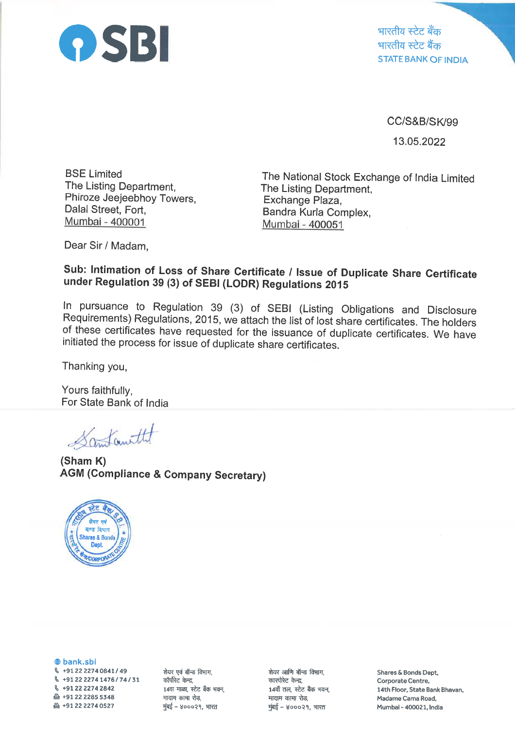**SBI**

भारतीय स्टेट बैंक
भारतीय स्टेट बैंक
STATE BANK OF INDIA

CC/S&B/SK/99

13.05.2022

BSE Limited
The Listing Department,
Phiroze Jeejeebhoy Towers,
Dalal Street, Fort,
Mumbai - 400001

The National Stock Exchange of India Limited
The Listing Department,
Exchange Plaza,
Bandra Kurla Complex,
Mumbai - 400051

Dear Sir / Madam,

**Sub: Intimation of Loss of Share Certificate / Issue of Duplicate Share Certificate under Regulation 39 (3) of SEBI (LODR) Regulations 2015**

In pursuance to Regulation 39 (3) of SEBI (Listing Obligations and Disclosure Requirements) Regulations, 2015, we attach the list of lost share certificates. The holders of these certificates have requested for the issuance of duplicate certificates. We have initiated the process for issue of duplicate share certificates.

Thanking you,

Yours faithfully,
For State Bank of India

**(Sham K)**
**AGM (Compliance & Company Secretary)**

bank.sbi
+91 22 2274 0841 / 49
+91 22 2274 1476 / 74 / 31
+91 22 2274 2842
+91 22 2285 5348
+91 22 2274 0527

शेयर एवं बॉन्ड विभाग,
कॉर्पोरेट केन्द्र,
14वा माळा, स्टेट बैंक भवन,
मादाम कामा रोड,
मुंबई – ४०००२१, भारत

शेयर आणि बॉन्ड विभाग,
कारपोरेट केन्द्र,
14वाँ तल, स्टेट बैंक भवन,
मादाम कामा रोड,
मुंबई – ४०००२१, भारत

Shares & Bonds Dept,
Corporate Centre,
14th Floor, State Bank Bhavan,
Madame Cama Road,
Mumbai - 400021, India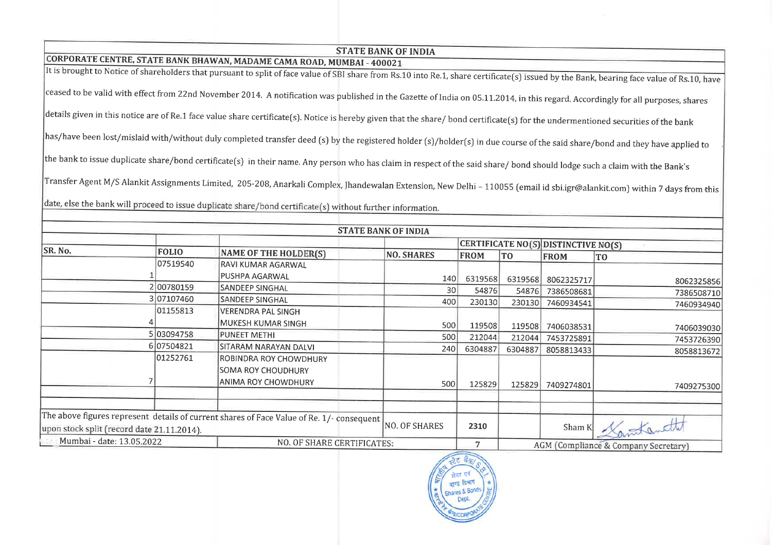# STATE BANK OF INDIA

## CORPORATE CENTRE, STATE BANK BHAWAN, MADAME CAMA ROAD, MUMBAI - 400021

It is brought to Notice of shareholders that pursuant to split of face value of SBI share from Rs.10 into Re.1, share certificate(s) issued by the Bank, bearing face value of Rs.10, have ceased to be valid with effect from 22nd November 2014. A notification was published in the Gazette of India on 05.11.2014, in this regard. Accordingly for all purposes, shares details given in this notice are of Re.1 face value share certificate(s). Notice is hereby given that the share/ bond certificate(s) for the undermentioned securities of the bank has/have been lost/mislaid with/without duly completed transfer deed (s) by the registered holder (s)/holder(s) in due course of the said share/bond and they have applied to the bank to issue duplicate share/bond certificate(s) in their name. Any person who has claim in respect of the said share/ bond should lodge such a claim with the Bank's Transfer Agent M/S Alankit Assignments Limited, 205-208, Anarkali Complex, Jhandewalan Extension, New Delhi – 110055 (email id sbi.igr@alankit.com) within 7 days from this date, else the bank will proceed to issue duplicate share/bond certificate(s) without further information.

### STATE BANK OF INDIA

| SR. No. | FOLIO | NAME OF THE HOLDER(S) | NO. SHARES | CERTIFICATE NO(S) | | DISTINCTIVE NO(S) | |
|---|---|---|---|---|---|---|---|
| | | | | FROM | TO | FROM | TO |
| 1 | 07519540 | RAVI KUMAR AGARWAL<br>PUSHPA AGARWAL | 140 | 6319568 | 6319568 | 8062325717 | 8062325856 |
| 2 | 00780159 | SANDEEP SINGHAL | 30 | 54876 | 54876 | 7386508681 | 7386508710 |
| 3 | 07107460 | SANDEEP SINGHAL | 400 | 230130 | 230130 | 7460934541 | 7460934940 |
| 4 | 01155813 | VERENDRA PAL SINGH<br>MUKESH KUMAR SINGH | 500 | 119508 | 119508 | 7406038531 | 7406039030 |
| 5 | 03094758 | PUNEET METHI | 500 | 212044 | 212044 | 7453725891 | 7453726390 |
| 6 | 07504821 | SITARAM NARAYAN DALVI | 240 | 6304887 | 6304887 | 8058813433 | 8058813672 |
| 7 | 01252761 | ROBINDRA ROY CHOWDHURY<br>SOMA ROY CHOUDHURY<br>ANIMA ROY CHOWDHURY | 500 | 125829 | 125829 | 7409274801 | 7409275300 |
| | | | | | | | |
| The above figures represent details of current shares of Face Value of Re. 1/- consequent upon stock split (record date 21.11.2014). | | | NO. OF SHARES | 2310 | | Sham K | |
| Mumbai - date: 13.05.2022 | | NO. OF SHARE CERTIFICATES: | | 7 | | AGM (Compliance & Company Secretary) | |

शेयर एवं बान्ड विभाग
Shares & Bonds Dept.
CORPORATE CENTRE